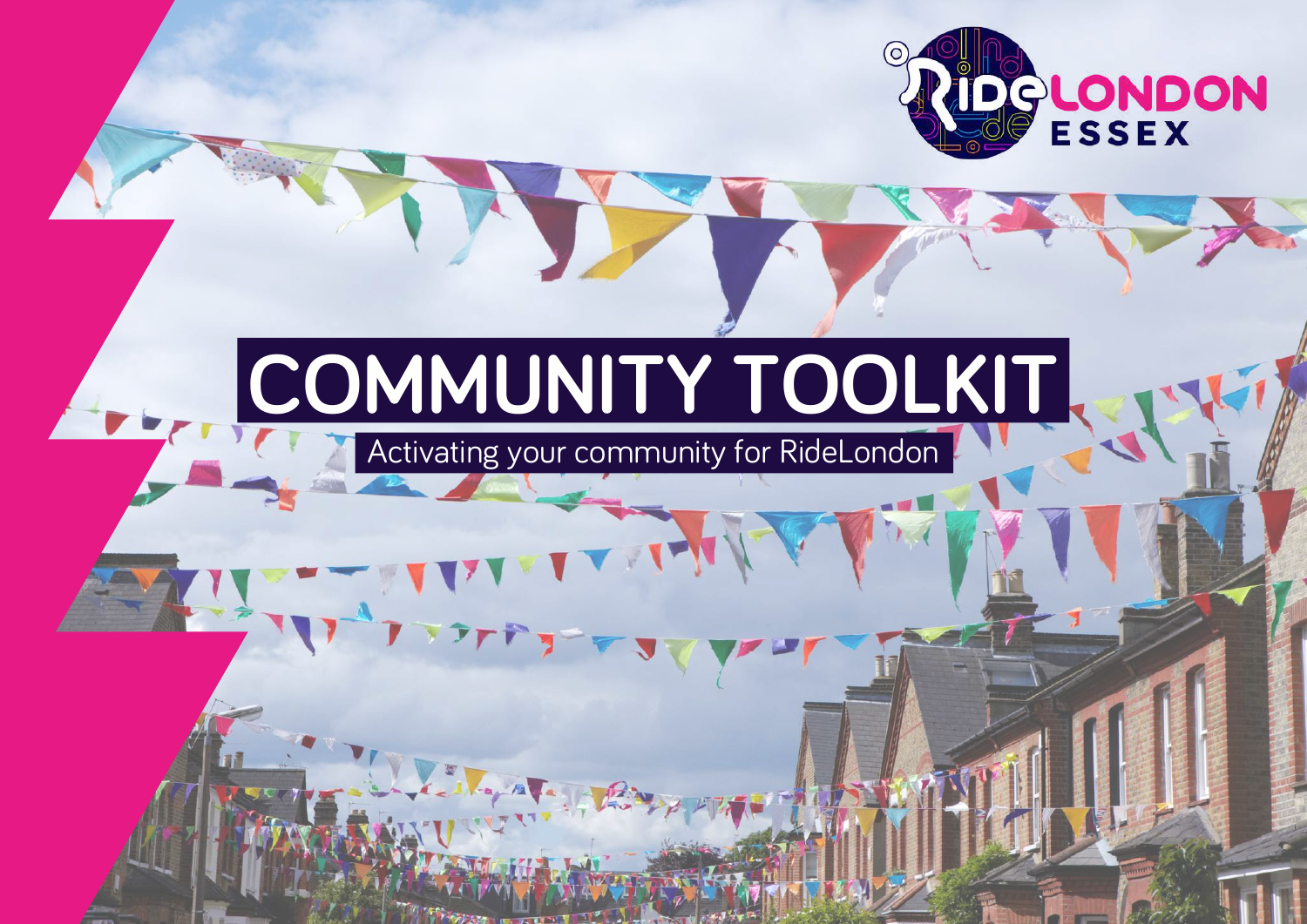RideLONDON ESSEX

# COMMUNITY TOOLKIT

Activating your community for RideLondon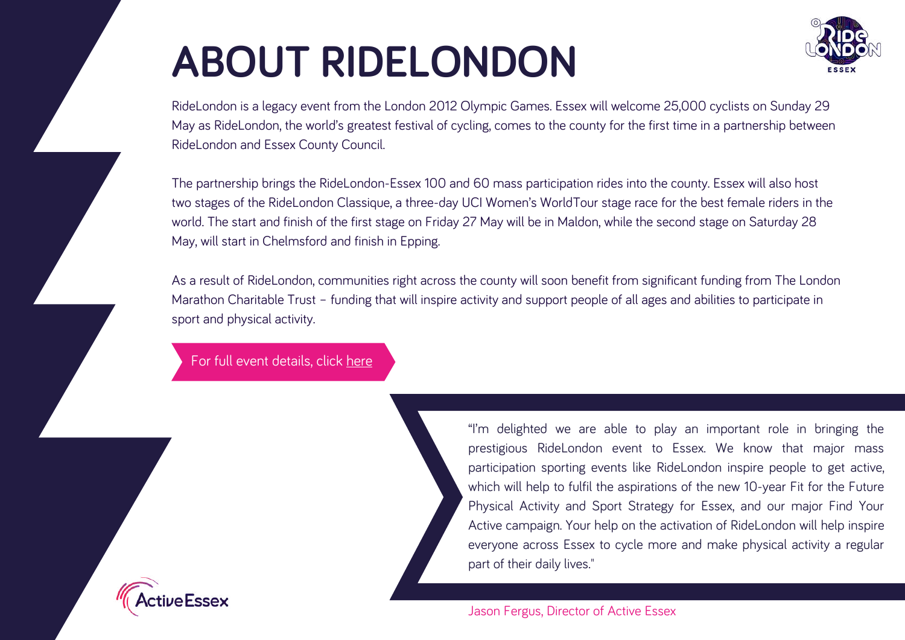# ABOUT RIDELONDON

RideLondon is a legacy event from the London 2012 Olympic Games. Essex will welcome 25,000 cyclists on Sunday 29 May as RideLondon, the world's greatest festival of cycling, comes to the county for the first time in a partnership between RideLondon and Essex County Council.

The partnership brings the RideLondon-Essex 100 and 60 mass participation rides into the county. Essex will also host two stages of the RideLondon Classique, a three-day UCI Women's WorldTour stage race for the best female riders in the world. The start and finish of the first stage on Friday 27 May will be in Maldon, while the second stage on Saturday 28 May, will start in Chelmsford and finish in Epping.

As a result of RideLondon, communities right across the county will soon benefit from significant funding from The London Marathon Charitable Trust – funding that will inspire activity and support people of all ages and abilities to participate in sport and physical activity.

For full event details, click here

"I'm delighted we are able to play an important role in bringing the prestigious RideLondon event to Essex. We know that major mass participation sporting events like RideLondon inspire people to get active, which will help to fulfil the aspirations of the new 10-year Fit for the Future Physical Activity and Sport Strategy for Essex, and our major Find Your Active campaign. Your help on the activation of RideLondon will help inspire everyone across Essex to cycle more and make physical activity a regular part of their daily lives."

Jason Fergus, Director of Active Essex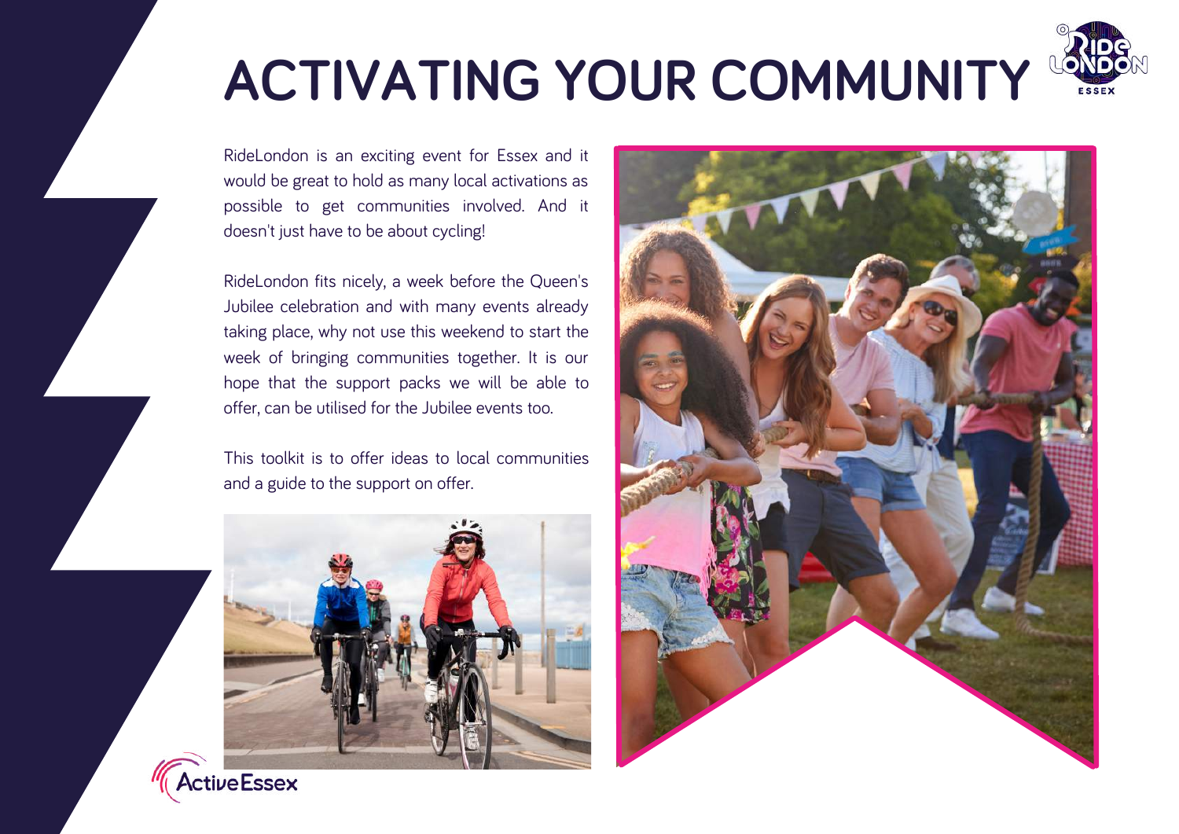# ACTIVATING YOUR COMMUNITY

RideLondon is an exciting event for Essex and it would be great to hold as many local activations as possible to get communities involved. And it doesn't just have to be about cycling!

RideLondon fits nicely, a week before the Queen's Jubilee celebration and with many events already taking place, why not use this weekend to start the week of bringing communities together. It is our hope that the support packs we will be able to offer, can be utilised for the Jubilee events too.

This toolkit is to offer ideas to local communities and a guide to the support on offer.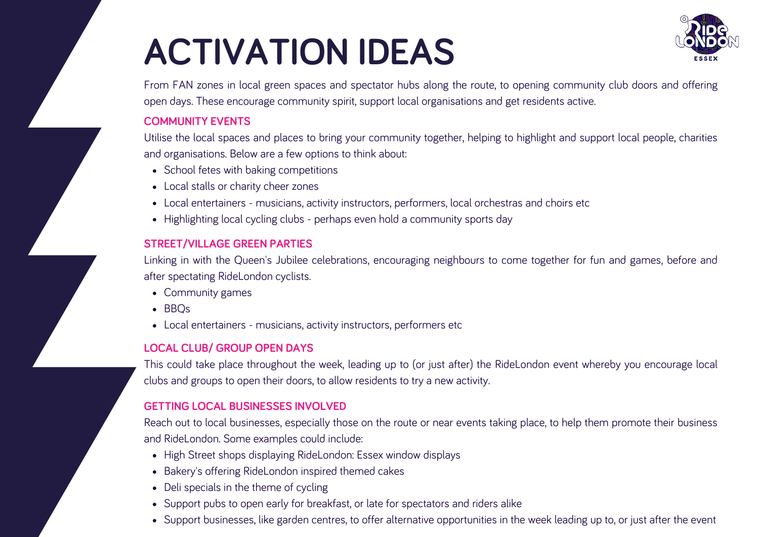# ACTIVATION IDEAS

From FAN zones in local green spaces and spectator hubs along the route, to opening community club doors and offering open days. These encourage community spirit, support local organisations and get residents active.

## COMMUNITY EVENTS

Utilise the local spaces and places to bring your community together, helping to highlight and support local people, charities and organisations. Below are a few options to think about:

- School fetes with baking competitions
- Local stalls or charity cheer zones
- Local entertainers - musicians, activity instructors, performers, local orchestras and choirs etc
- Highlighting local cycling clubs - perhaps even hold a community sports day

## STREET/VILLAGE GREEN PARTIES

Linking in with the Queen's Jubilee celebrations, encouraging neighbours to come together for fun and games, before and after spectating RideLondon cyclists.

- Community games
- BBQs
- Local entertainers - musicians, activity instructors, performers etc

## LOCAL CLUB/ GROUP OPEN DAYS

This could take place throughout the week, leading up to (or just after) the RideLondon event whereby you encourage local clubs and groups to open their doors, to allow residents to try a new activity.

## GETTING LOCAL BUSINESSES INVOLVED

Reach out to local businesses, especially those on the route or near events taking place, to help them promote their business and RideLondon. Some examples could include:

- High Street shops displaying RideLondon: Essex window displays
- Bakery's offering RideLondon inspired themed cakes
- Deli specials in the theme of cycling
- Support pubs to open early for breakfast, or late for spectators and riders alike
- Support businesses, like garden centres, to offer alternative opportunities in the week leading up to, or just after the event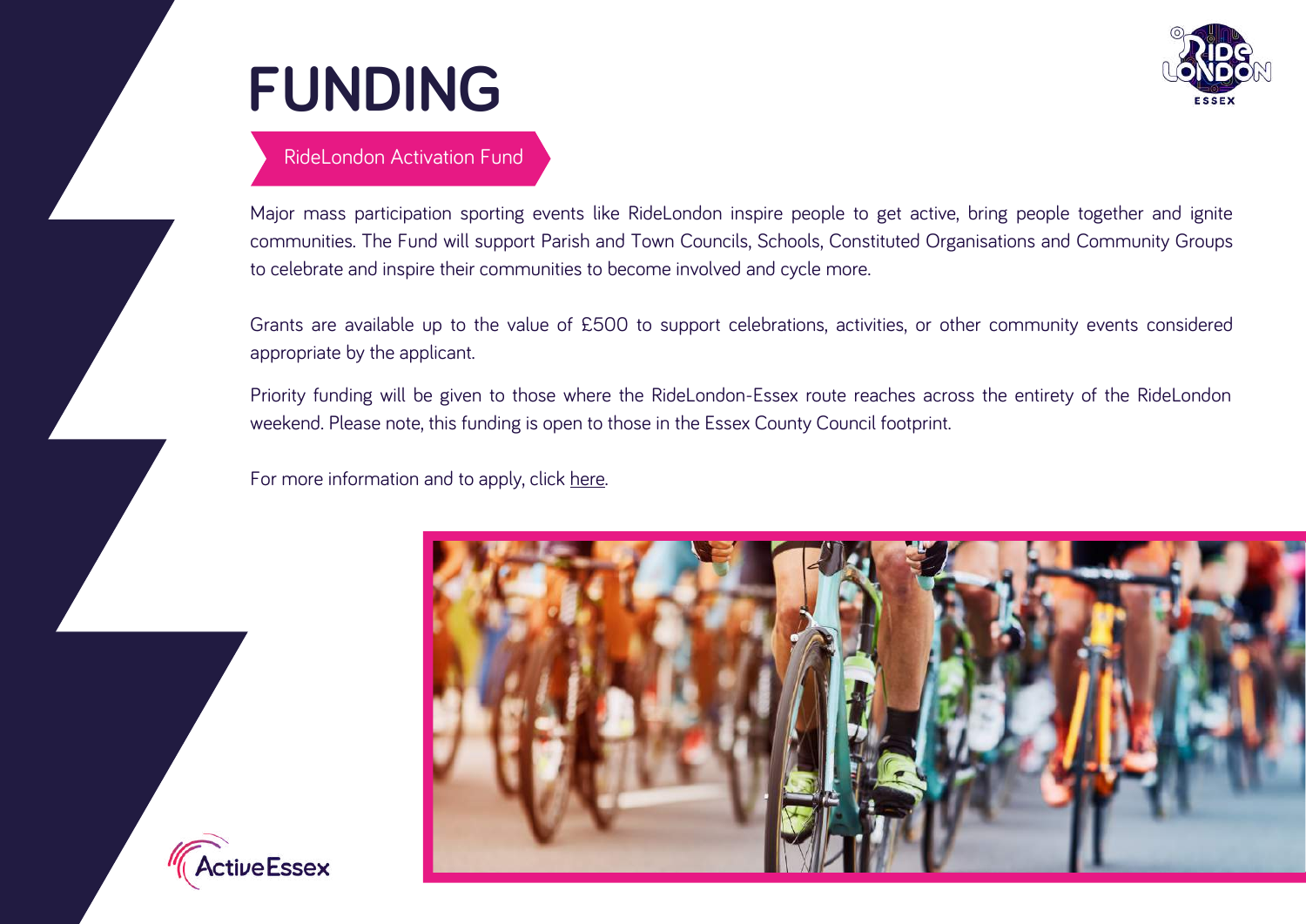# FUNDING

## RideLondon Activation Fund

Major mass participation sporting events like RideLondon inspire people to get active, bring people together and ignite communities. The Fund will support Parish and Town Councils, Schools, Constituted Organisations and Community Groups to celebrate and inspire their communities to become involved and cycle more.

Grants are available up to the value of £500 to support celebrations, activities, or other community events considered appropriate by the applicant.

Priority funding will be given to those where the RideLondon-Essex route reaches across the entirety of the RideLondon weekend. Please note, this funding is open to those in the Essex County Council footprint.

For more information and to apply, click here.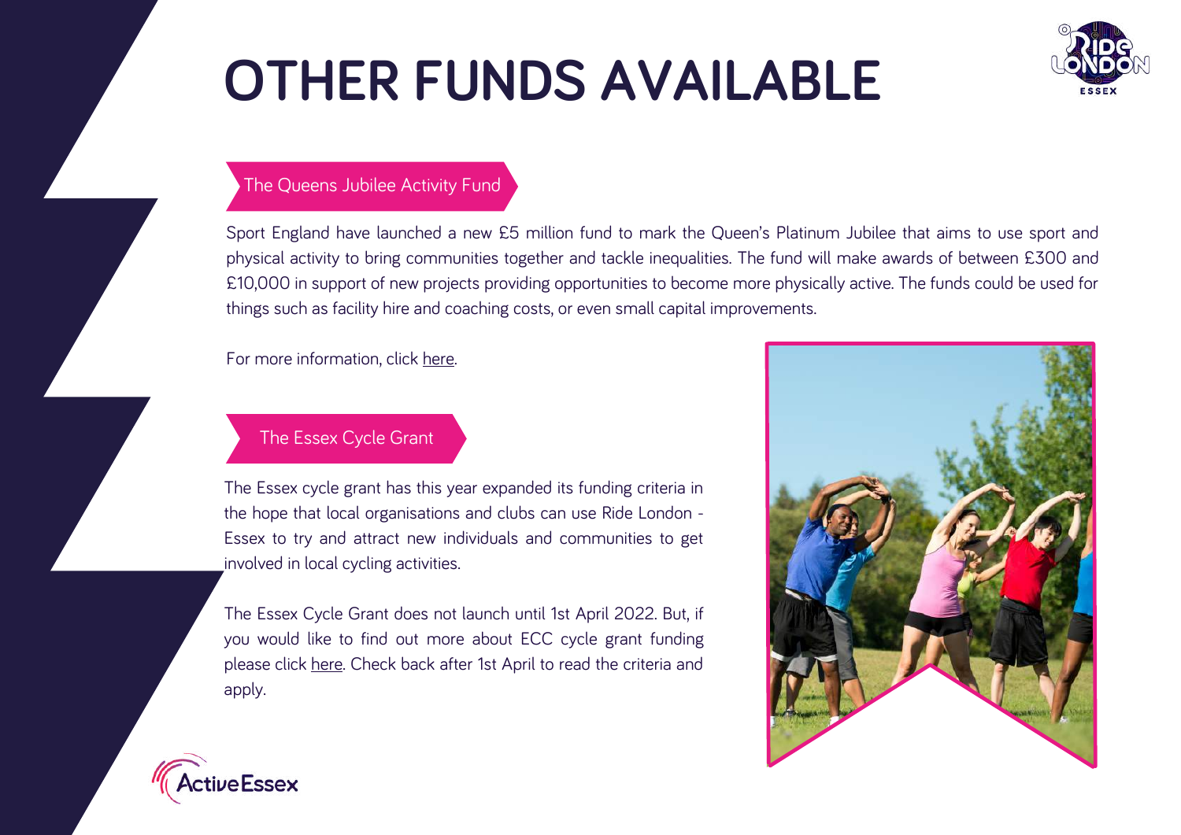# OTHER FUNDS AVAILABLE

## The Queens Jubilee Activity Fund

Sport England have launched a new £5 million fund to mark the Queen's Platinum Jubilee that aims to use sport and physical activity to bring communities together and tackle inequalities. The fund will make awards of between £300 and £10,000 in support of new projects providing opportunities to become more physically active. The funds could be used for things such as facility hire and coaching costs, or even small capital improvements.

For more information, click here.

## The Essex Cycle Grant

The Essex cycle grant has this year expanded its funding criteria in the hope that local organisations and clubs can use Ride London - Essex to try and attract new individuals and communities to get involved in local cycling activities.

The Essex Cycle Grant does not launch until 1st April 2022. But, if you would like to find out more about ECC cycle grant funding please click here. Check back after 1st April to read the criteria and apply.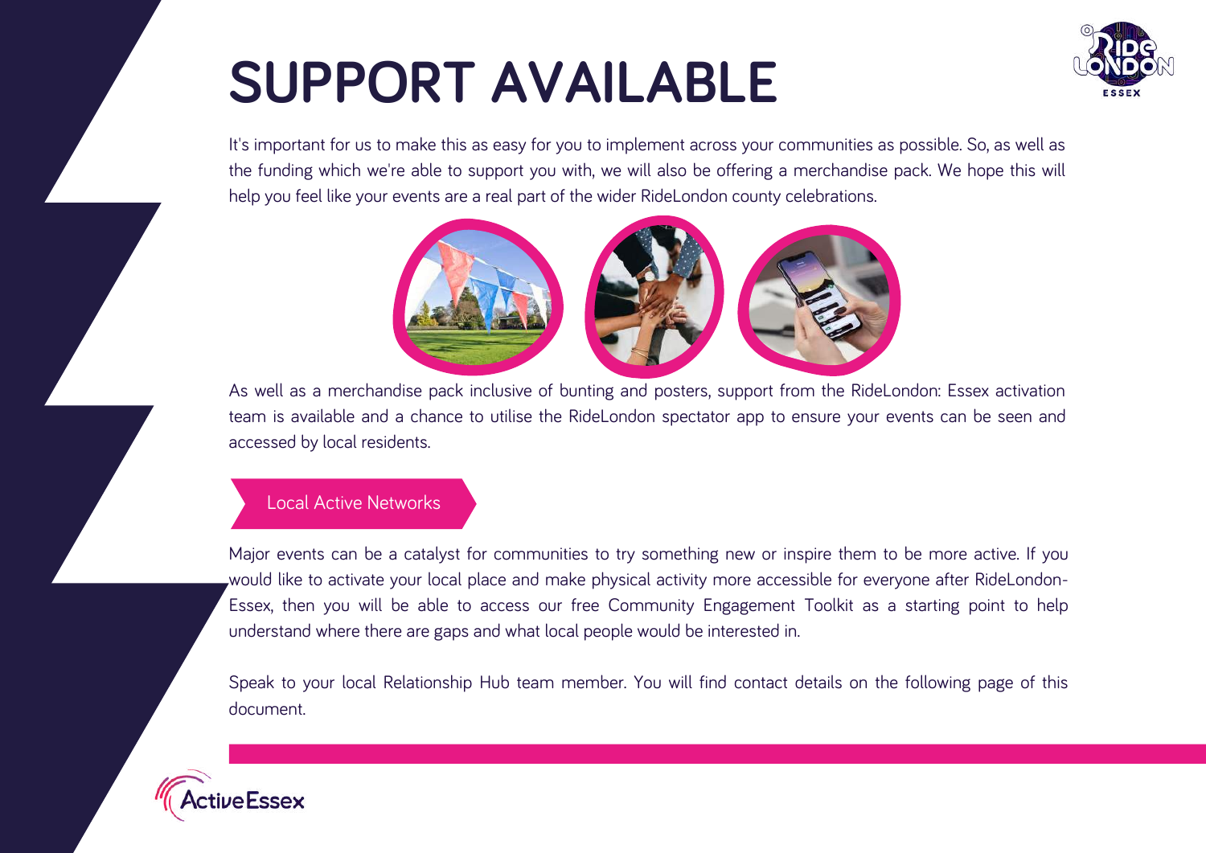# SUPPORT AVAILABLE

It's important for us to make this as easy for you to implement across your communities as possible. So, as well as the funding which we're able to support you with, we will also be offering a merchandise pack. We hope this will help you feel like your events are a real part of the wider RideLondon county celebrations.

As well as a merchandise pack inclusive of bunting and posters, support from the RideLondon: Essex activation team is available and a chance to utilise the RideLondon spectator app to ensure your events can be seen and accessed by local residents.

## Local Active Networks

Major events can be a catalyst for communities to try something new or inspire them to be more active. If you would like to activate your local place and make physical activity more accessible for everyone after RideLondon-Essex, then you will be able to access our free Community Engagement Toolkit as a starting point to help understand where there are gaps and what local people would be interested in.

Speak to your local Relationship Hub team member. You will find contact details on the following page of this document.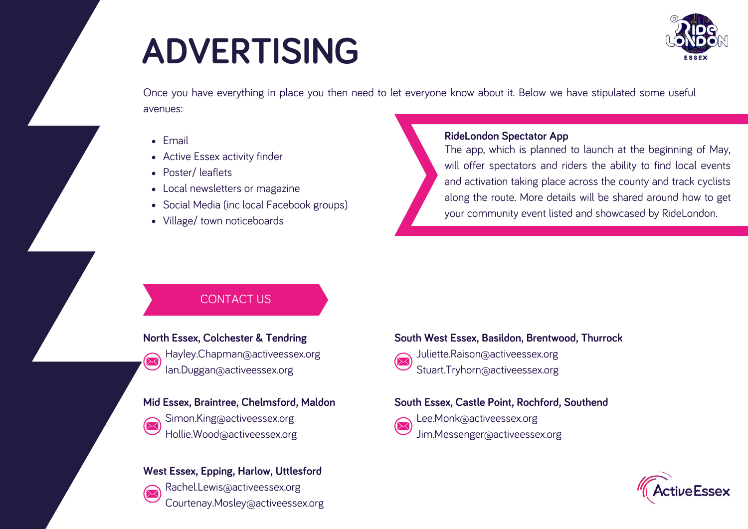# ADVERTISING

Once you have everything in place you then need to let everyone know about it. Below we have stipulated some useful avenues:

- Email
- Active Essex activity finder
- Poster/ leaflets
- Local newsletters or magazine
- Social Media (inc local Facebook groups)
- Village/ town noticeboards

**RideLondon Spectator App**
The app, which is planned to launch at the beginning of May, will offer spectators and riders the ability to find local events and activation taking place across the county and track cyclists along the route. More details will be shared around how to get your community event listed and showcased by RideLondon.

## CONTACT US

**North Essex, Colchester & Tendring**
Hayley.Chapman@activeessex.org
Ian.Duggan@activeessex.org

**Mid Essex, Braintree, Chelmsford, Maldon**
Simon.King@activeessex.org
Hollie.Wood@activeessex.org

**West Essex, Epping, Harlow, Uttlesford**
Rachel.Lewis@activeessex.org
Courtenay.Mosley@activeessex.org

**South West Essex, Basildon, Brentwood, Thurrock**
Juliette.Raison@activeessex.org
Stuart.Tryhorn@activeessex.org

**South Essex, Castle Point, Rochford, Southend**
Lee.Monk@activeessex.org
Jim.Messenger@activeessex.org